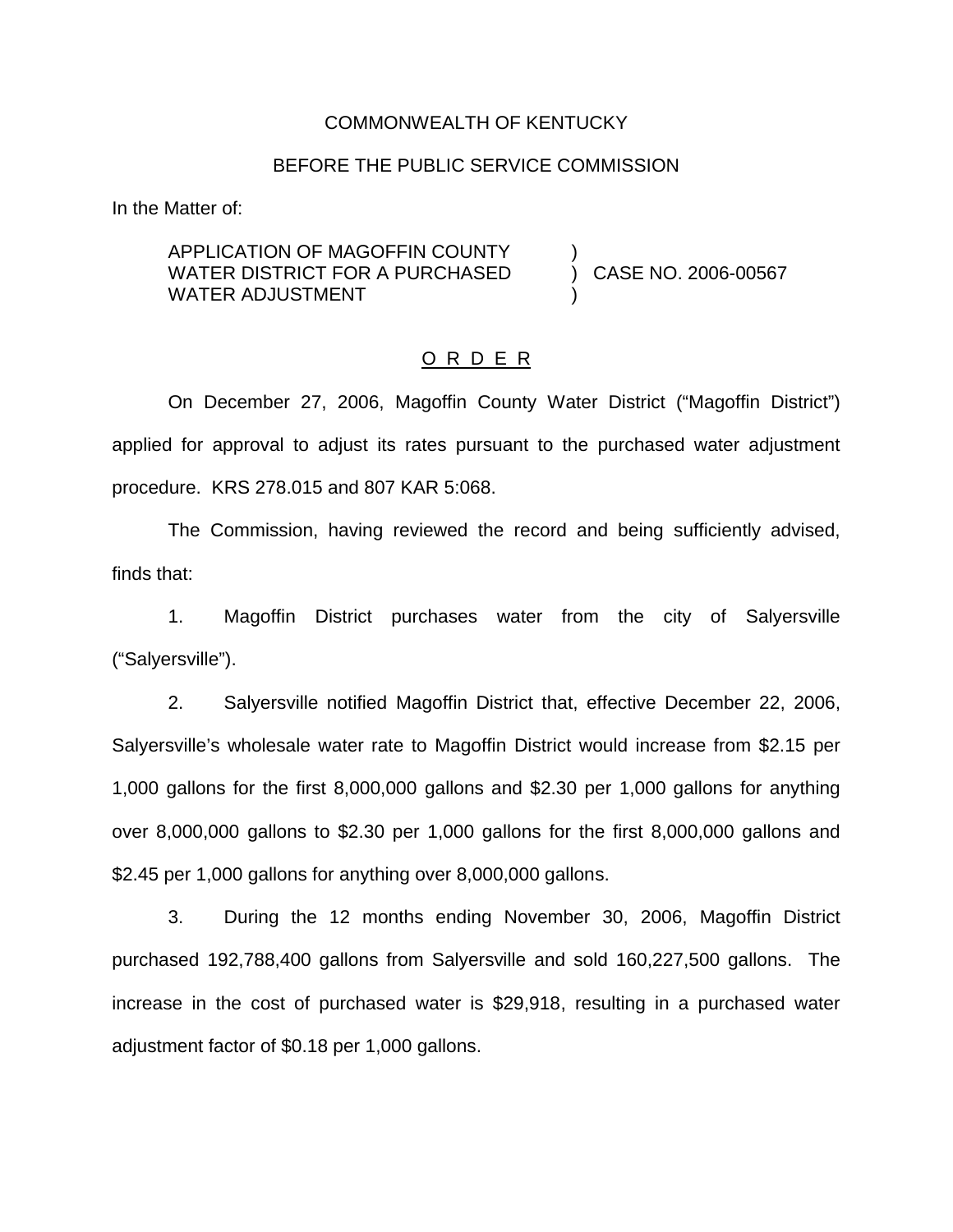COMMONWEALTH OF KENTUCKY

BEFORE THE PUBLIC SERVICE COMMISSION

In the Matter of:

APPLICATION OF MAGOFFIN COUNTY WATER DISTRICT FOR A PURCHASED WATER ADJUSTMENT ) CASE NO. 2006-00567

O R D E R

On December 27, 2006, Magoffin County Water District ("Magoffin District") applied for approval to adjust its rates pursuant to the purchased water adjustment procedure. KRS 278.015 and 807 KAR 5:068.

The Commission, having reviewed the record and being sufficiently advised, finds that:

1. Magoffin District purchases water from the city of Salyersville ("Salyersville").

2. Salyersville notified Magoffin District that, effective December 22, 2006, Salyersville's wholesale water rate to Magoffin District would increase from $2.15 per 1,000 gallons for the first 8,000,000 gallons and $2.30 per 1,000 gallons for anything over 8,000,000 gallons to $2.30 per 1,000 gallons for the first 8,000,000 gallons and $2.45 per 1,000 gallons for anything over 8,000,000 gallons.

3. During the 12 months ending November 30, 2006, Magoffin District purchased 192,788,400 gallons from Salyersville and sold 160,227,500 gallons. The increase in the cost of purchased water is $29,918, resulting in a purchased water adjustment factor of $0.18 per 1,000 gallons.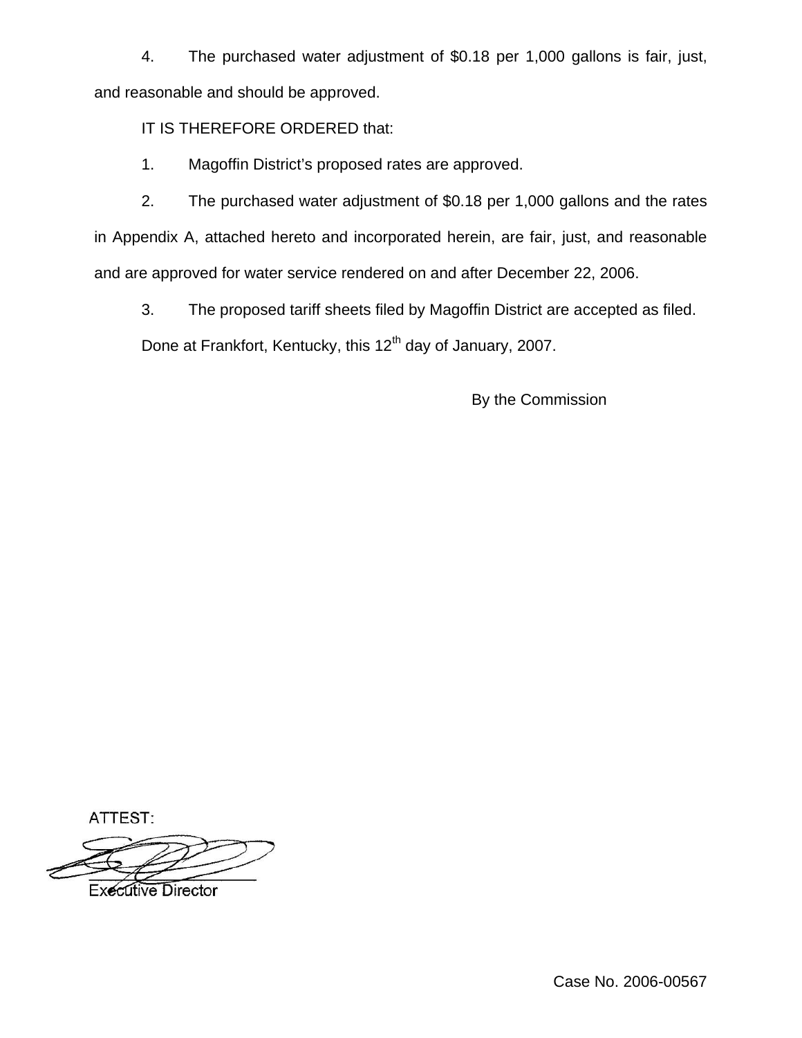4. The purchased water adjustment of $0.18 per 1,000 gallons is fair, just, and reasonable and should be approved.

IT IS THEREFORE ORDERED that:

1. Magoffin District's proposed rates are approved.

2. The purchased water adjustment of $0.18 per 1,000 gallons and the rates in Appendix A, attached hereto and incorporated herein, are fair, just, and reasonable and are approved for water service rendered on and after December 22, 2006.

3. The proposed tariff sheets filed by Magoffin District are accepted as filed.

Done at Frankfort, Kentucky, this 12th day of January, 2007.

By the Commission

ATTEST:

Executive Director

Case No. 2006-00567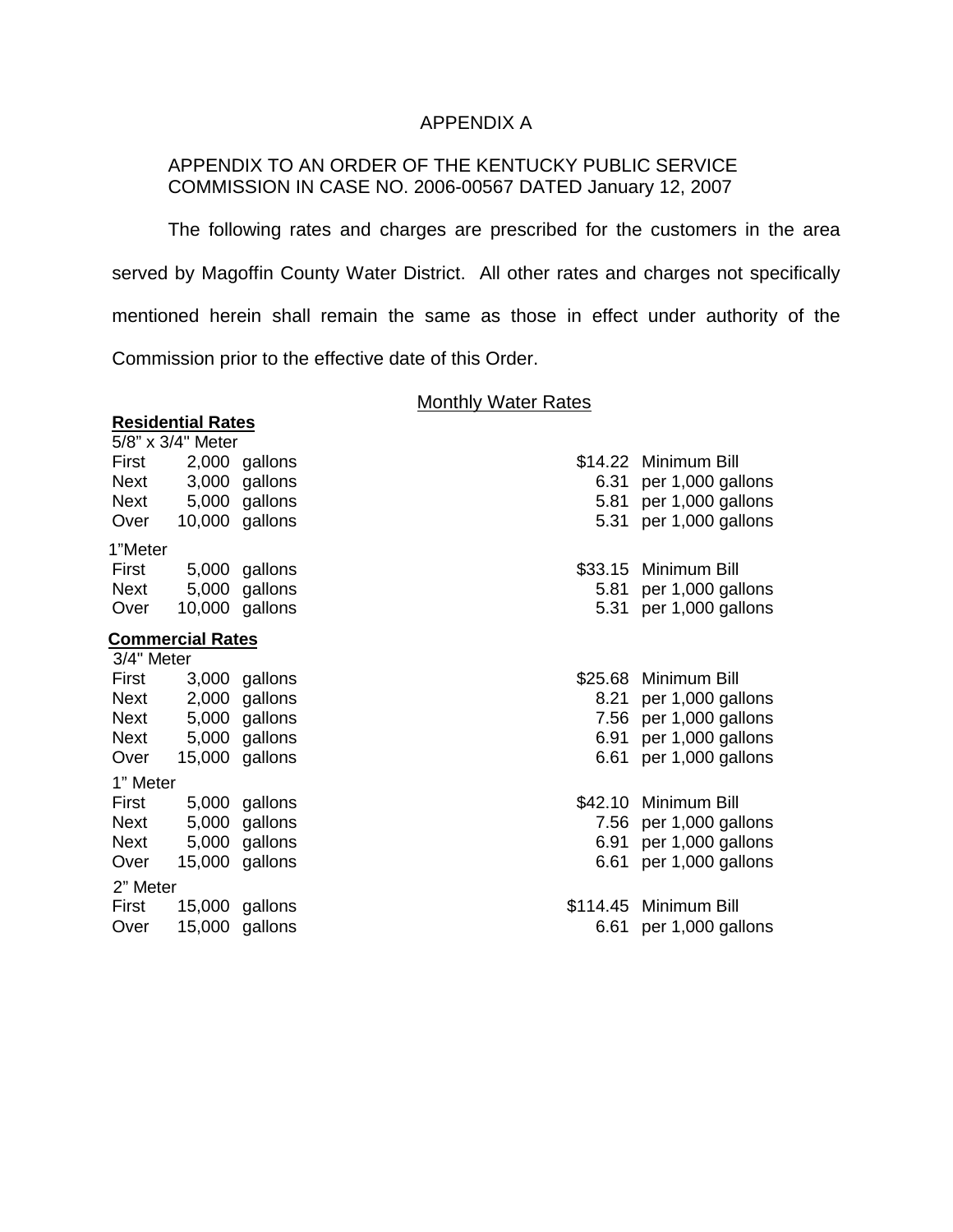# APPENDIX A

APPENDIX TO AN ORDER OF THE KENTUCKY PUBLIC SERVICE COMMISSION IN CASE NO. 2006-00567 DATED January 12, 2007

The following rates and charges are prescribed for the customers in the area served by Magoffin County Water District. All other rates and charges not specifically mentioned herein shall remain the same as those in effect under authority of the Commission prior to the effective date of this Order.

Monthly Water Rates

**Residential Rates**

| | | | | |
|---|---|---|---|---|
| 5/8" x 3/4" Meter | | | | |
| First | 2,000 | gallons | $14.22 | Minimum Bill |
| Next | 3,000 | gallons | 6.31 | per 1,000 gallons |
| Next | 5,000 | gallons | 5.81 | per 1,000 gallons |
| Over | 10,000 | gallons | 5.31 | per 1,000 gallons |
| 1"Meter | | | | |
| First | 5,000 | gallons | $33.15 | Minimum Bill |
| Next | 5,000 | gallons | 5.81 | per 1,000 gallons |
| Over | 10,000 | gallons | 5.31 | per 1,000 gallons |

**Commercial Rates**

| | | | | |
|---|---|---|---|---|
| 3/4" Meter | | | | |
| First | 3,000 | gallons | $25.68 | Minimum Bill |
| Next | 2,000 | gallons | 8.21 | per 1,000 gallons |
| Next | 5,000 | gallons | 7.56 | per 1,000 gallons |
| Next | 5,000 | gallons | 6.91 | per 1,000 gallons |
| Over | 15,000 | gallons | 6.61 | per 1,000 gallons |
| 1" Meter | | | | |
| First | 5,000 | gallons | $42.10 | Minimum Bill |
| Next | 5,000 | gallons | 7.56 | per 1,000 gallons |
| Next | 5,000 | gallons | 6.91 | per 1,000 gallons |
| Over | 15,000 | gallons | 6.61 | per 1,000 gallons |
| 2" Meter | | | | |
| First | 15,000 | gallons | $114.45 | Minimum Bill |
| Over | 15,000 | gallons | 6.61 | per 1,000 gallons |